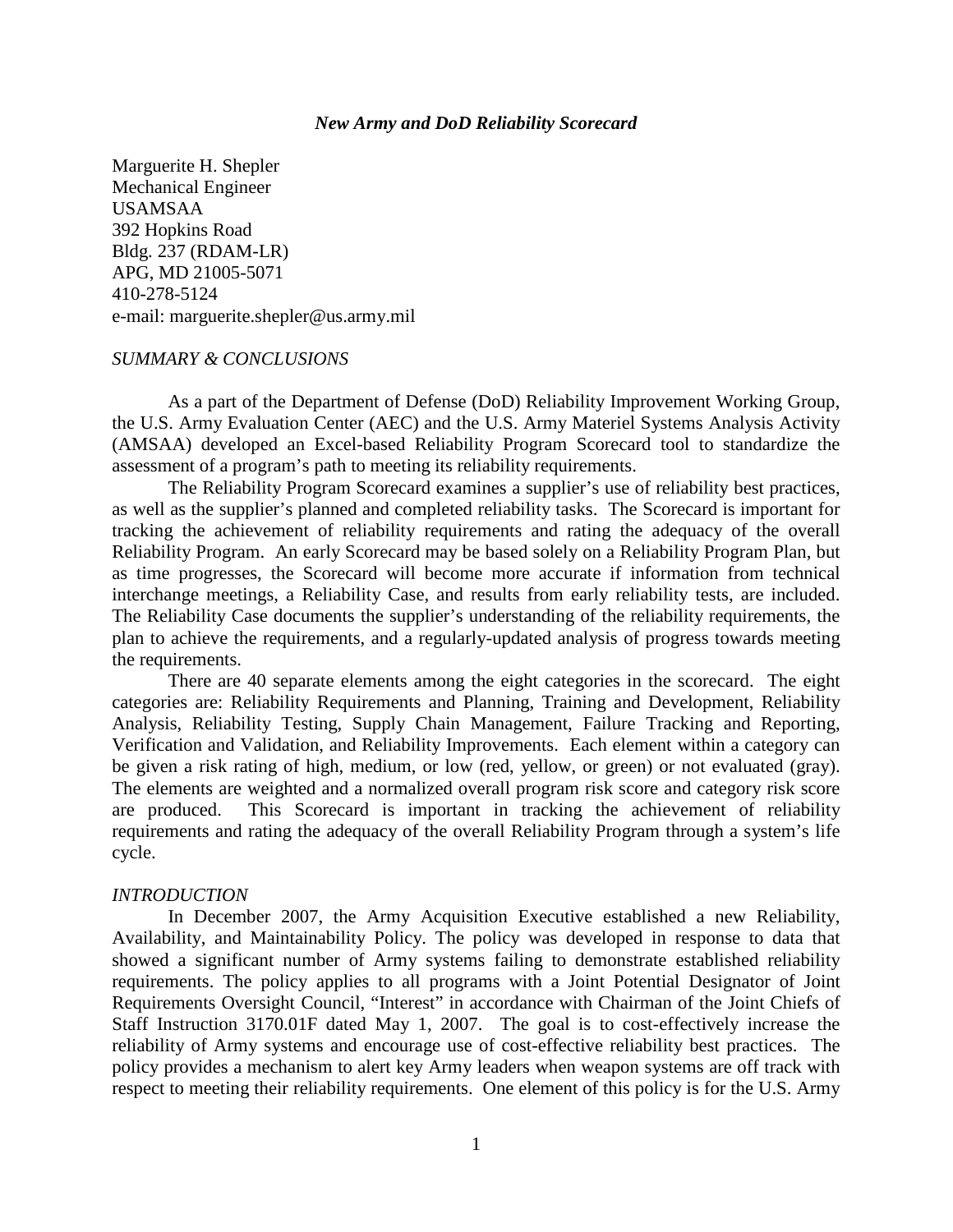# *New Army and DoD Reliability Scorecard*

Marguerite H. Shepler
Mechanical Engineer
USAMSAA
392 Hopkins Road
Bldg. 237 (RDAM-LR)
APG, MD 21005-5071
410-278-5124
e-mail: marguerite.shepler@us.army.mil

## *SUMMARY & CONCLUSIONS*

As a part of the Department of Defense (DoD) Reliability Improvement Working Group, the U.S. Army Evaluation Center (AEC) and the U.S. Army Materiel Systems Analysis Activity (AMSAA) developed an Excel-based Reliability Program Scorecard tool to standardize the assessment of a program's path to meeting its reliability requirements.

The Reliability Program Scorecard examines a supplier's use of reliability best practices, as well as the supplier's planned and completed reliability tasks. The Scorecard is important for tracking the achievement of reliability requirements and rating the adequacy of the overall Reliability Program. An early Scorecard may be based solely on a Reliability Program Plan, but as time progresses, the Scorecard will become more accurate if information from technical interchange meetings, a Reliability Case, and results from early reliability tests, are included. The Reliability Case documents the supplier's understanding of the reliability requirements, the plan to achieve the requirements, and a regularly-updated analysis of progress towards meeting the requirements.

There are 40 separate elements among the eight categories in the scorecard. The eight categories are: Reliability Requirements and Planning, Training and Development, Reliability Analysis, Reliability Testing, Supply Chain Management, Failure Tracking and Reporting, Verification and Validation, and Reliability Improvements. Each element within a category can be given a risk rating of high, medium, or low (red, yellow, or green) or not evaluated (gray). The elements are weighted and a normalized overall program risk score and category risk score are produced. This Scorecard is important in tracking the achievement of reliability requirements and rating the adequacy of the overall Reliability Program through a system's life cycle.

## *INTRODUCTION*

In December 2007, the Army Acquisition Executive established a new Reliability, Availability, and Maintainability Policy. The policy was developed in response to data that showed a significant number of Army systems failing to demonstrate established reliability requirements. The policy applies to all programs with a Joint Potential Designator of Joint Requirements Oversight Council, "Interest" in accordance with Chairman of the Joint Chiefs of Staff Instruction 3170.01F dated May 1, 2007. The goal is to cost-effectively increase the reliability of Army systems and encourage use of cost-effective reliability best practices. The policy provides a mechanism to alert key Army leaders when weapon systems are off track with respect to meeting their reliability requirements. One element of this policy is for the U.S. Army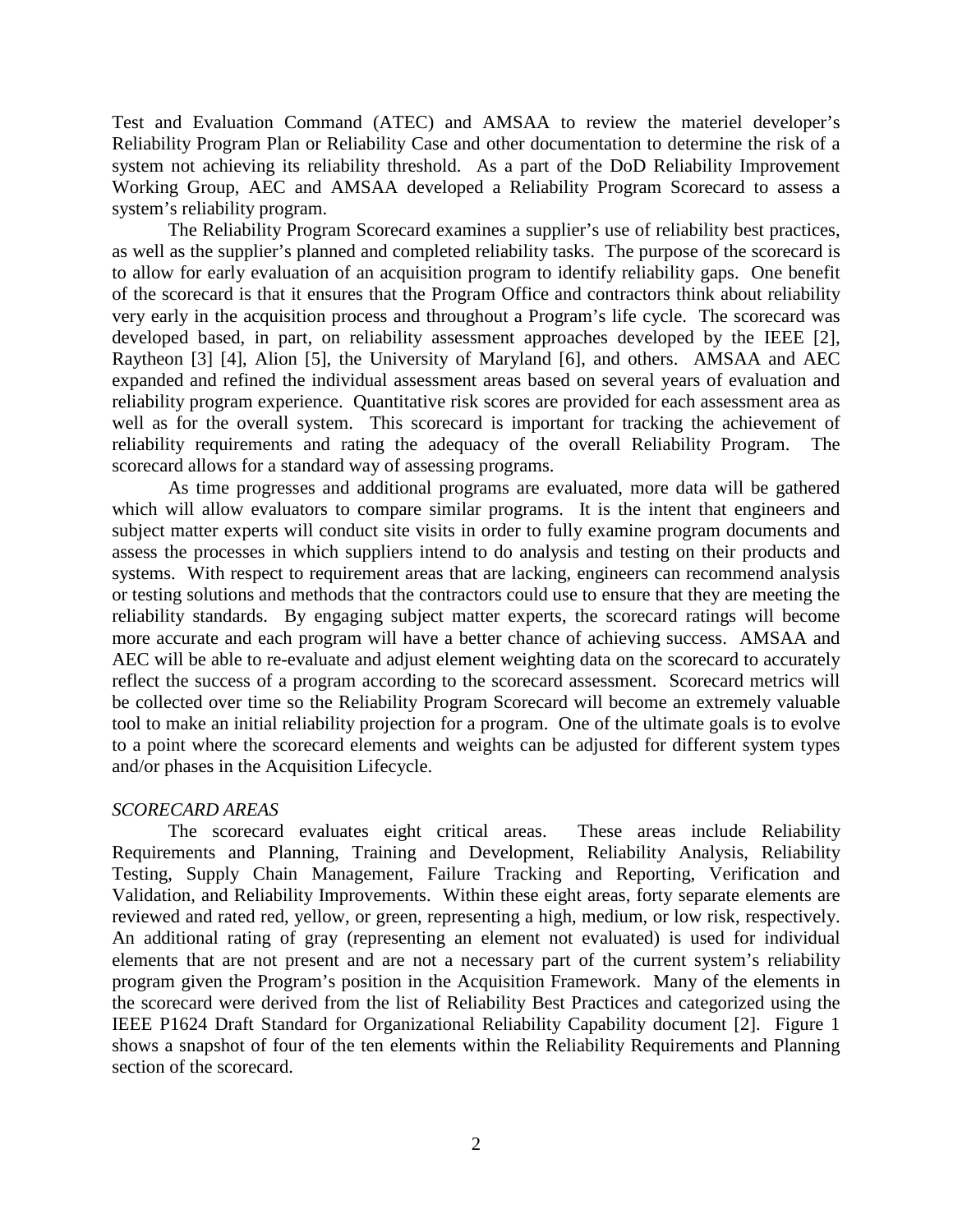Test and Evaluation Command (ATEC) and AMSAA to review the materiel developer's Reliability Program Plan or Reliability Case and other documentation to determine the risk of a system not achieving its reliability threshold. As a part of the DoD Reliability Improvement Working Group, AEC and AMSAA developed a Reliability Program Scorecard to assess a system's reliability program.

The Reliability Program Scorecard examines a supplier's use of reliability best practices, as well as the supplier's planned and completed reliability tasks. The purpose of the scorecard is to allow for early evaluation of an acquisition program to identify reliability gaps. One benefit of the scorecard is that it ensures that the Program Office and contractors think about reliability very early in the acquisition process and throughout a Program's life cycle. The scorecard was developed based, in part, on reliability assessment approaches developed by the IEEE [2], Raytheon [3] [4], Alion [5], the University of Maryland [6], and others. AMSAA and AEC expanded and refined the individual assessment areas based on several years of evaluation and reliability program experience. Quantitative risk scores are provided for each assessment area as well as for the overall system. This scorecard is important for tracking the achievement of reliability requirements and rating the adequacy of the overall Reliability Program. The scorecard allows for a standard way of assessing programs.

As time progresses and additional programs are evaluated, more data will be gathered which will allow evaluators to compare similar programs. It is the intent that engineers and subject matter experts will conduct site visits in order to fully examine program documents and assess the processes in which suppliers intend to do analysis and testing on their products and systems. With respect to requirement areas that are lacking, engineers can recommend analysis or testing solutions and methods that the contractors could use to ensure that they are meeting the reliability standards. By engaging subject matter experts, the scorecard ratings will become more accurate and each program will have a better chance of achieving success. AMSAA and AEC will be able to re-evaluate and adjust element weighting data on the scorecard to accurately reflect the success of a program according to the scorecard assessment. Scorecard metrics will be collected over time so the Reliability Program Scorecard will become an extremely valuable tool to make an initial reliability projection for a program. One of the ultimate goals is to evolve to a point where the scorecard elements and weights can be adjusted for different system types and/or phases in the Acquisition Lifecycle.

*SCORECARD AREAS*

The scorecard evaluates eight critical areas. These areas include Reliability Requirements and Planning, Training and Development, Reliability Analysis, Reliability Testing, Supply Chain Management, Failure Tracking and Reporting, Verification and Validation, and Reliability Improvements. Within these eight areas, forty separate elements are reviewed and rated red, yellow, or green, representing a high, medium, or low risk, respectively. An additional rating of gray (representing an element not evaluated) is used for individual elements that are not present and are not a necessary part of the current system's reliability program given the Program's position in the Acquisition Framework. Many of the elements in the scorecard were derived from the list of Reliability Best Practices and categorized using the IEEE P1624 Draft Standard for Organizational Reliability Capability document [2]. Figure 1 shows a snapshot of four of the ten elements within the Reliability Requirements and Planning section of the scorecard.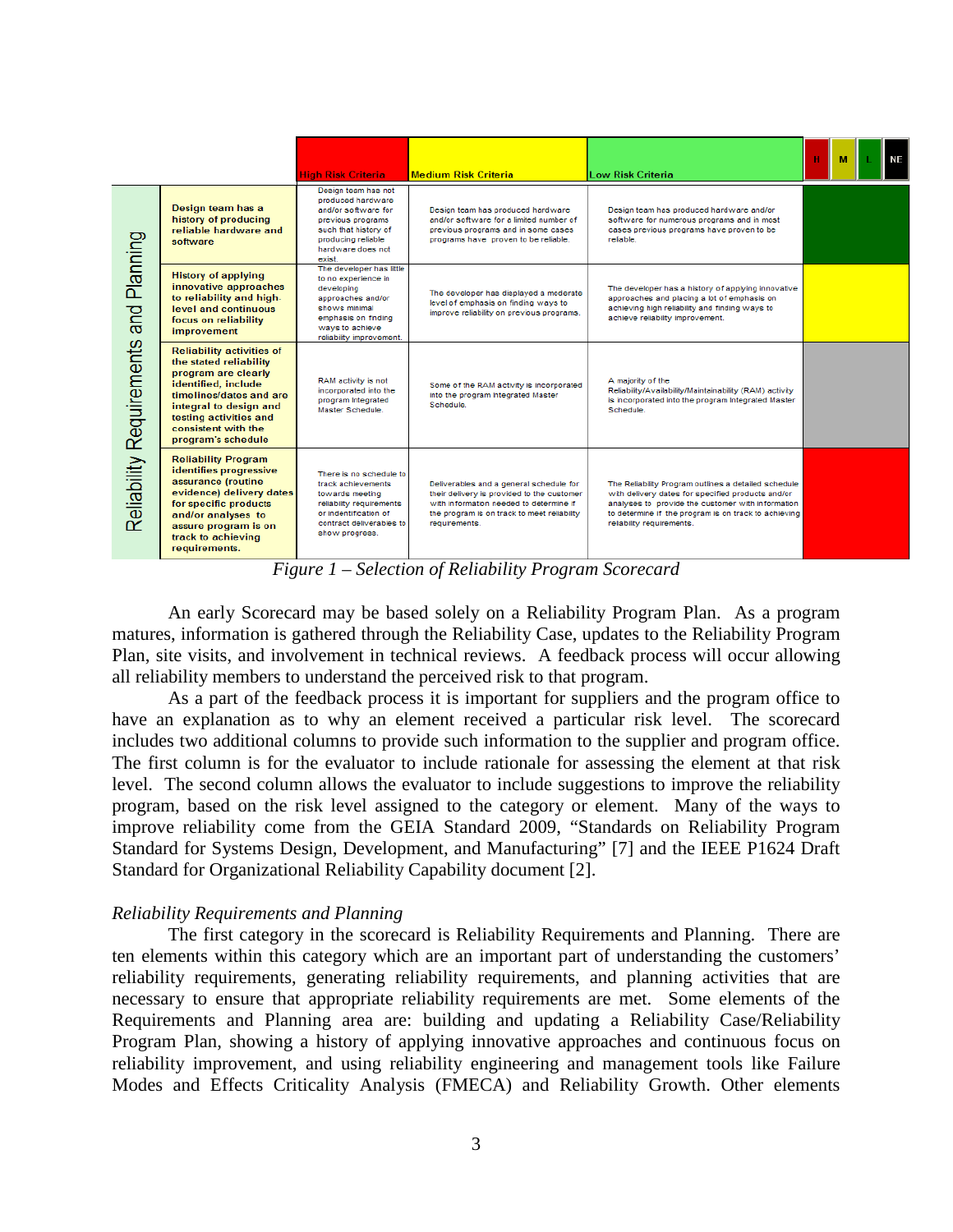| Reliability Requirements and Planning | | High Risk Criteria | Medium Risk Criteria | Low Risk Criteria | H / M / L / NE |
|---|---|---|---|---|---|
| | **Design team has a history of producing reliable hardware and software** | Design team has not produced hardware and/or software for previous programs such that history of producing reliable hardware does not exist. | Design team has produced hardware and/or software for a limited number of previous programs and in some cases programs have proven to be reliable. | Design team has produced hardware and/or software for numerous programs and in most cases previous programs have proven to be reliable. | L |
| | **History of applying innovative approaches to reliability and high-level and continuous focus on reliability improvement** | The developer has little to no experience in developing approaches and/or shows minimal emphasis on finding ways to achieve reliability improvement. | The developer has displayed a moderate level of emphasis on finding ways to improve reliability on previous programs. | The developer has a history of applying innovative approaches and placing a lot of emphasis on achieving high reliability and finding ways to achieve reliability improvement. | M |
| | **Reliability activities of the stated reliability program are clearly identified, include timelines/dates and are integral to design and testing activities and consistent with the program's schedule** | RAM activity is not incorporated into the program Integrated Master Schedule. | Some of the RAM activity is incorporated into the program Integrated Master Schedule. | A majority of the Reliability/Availability/Maintainability (RAM) activity is incorporated into the program Integrated Master Schedule. | NE |
| | **Reliability Program identifies progressive assurance (routine evidence) delivery dates for specific products and/or analyses to assure program is on track to achieving requirements.** | There is no schedule to track achievements towards meeting reliability requirements or indentification of contract deliverables to show progress. | Deliverables and a general schedule for their delivery is provided to the customer with information needed to determine if the program is on track to meet reliability requirements. | The Reliability Program outlines a detailed schedule with delivery dates for specified products and/or analyses to provide the customer with information to determine if the program is on track to achieving reliability requirements. | H |

*Figure 1 – Selection of Reliability Program Scorecard*

An early Scorecard may be based solely on a Reliability Program Plan. As a program matures, information is gathered through the Reliability Case, updates to the Reliability Program Plan, site visits, and involvement in technical reviews. A feedback process will occur allowing all reliability members to understand the perceived risk to that program.

As a part of the feedback process it is important for suppliers and the program office to have an explanation as to why an element received a particular risk level. The scorecard includes two additional columns to provide such information to the supplier and program office. The first column is for the evaluator to include rationale for assessing the element at that risk level. The second column allows the evaluator to include suggestions to improve the reliability program, based on the risk level assigned to the category or element. Many of the ways to improve reliability come from the GEIA Standard 2009, "Standards on Reliability Program Standard for Systems Design, Development, and Manufacturing" [7] and the IEEE P1624 Draft Standard for Organizational Reliability Capability document [2].

*Reliability Requirements and Planning*

The first category in the scorecard is Reliability Requirements and Planning. There are ten elements within this category which are an important part of understanding the customers' reliability requirements, generating reliability requirements, and planning activities that are necessary to ensure that appropriate reliability requirements are met. Some elements of the Requirements and Planning area are: building and updating a Reliability Case/Reliability Program Plan, showing a history of applying innovative approaches and continuous focus on reliability improvement, and using reliability engineering and management tools like Failure Modes and Effects Criticality Analysis (FMECA) and Reliability Growth. Other elements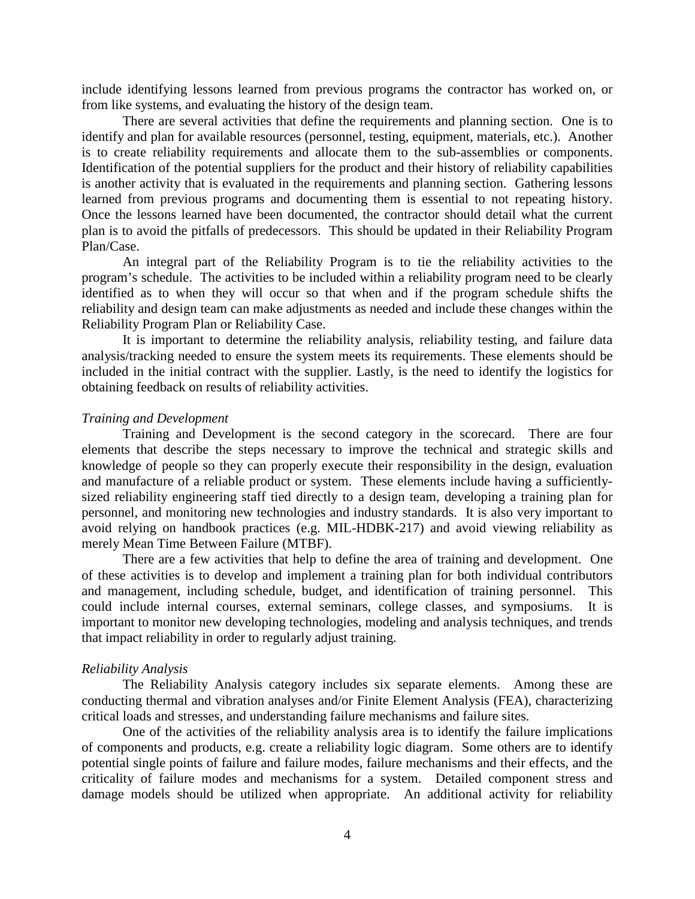include identifying lessons learned from previous programs the contractor has worked on, or from like systems, and evaluating the history of the design team.

There are several activities that define the requirements and planning section. One is to identify and plan for available resources (personnel, testing, equipment, materials, etc.). Another is to create reliability requirements and allocate them to the sub-assemblies or components. Identification of the potential suppliers for the product and their history of reliability capabilities is another activity that is evaluated in the requirements and planning section. Gathering lessons learned from previous programs and documenting them is essential to not repeating history. Once the lessons learned have been documented, the contractor should detail what the current plan is to avoid the pitfalls of predecessors. This should be updated in their Reliability Program Plan/Case.

An integral part of the Reliability Program is to tie the reliability activities to the program's schedule. The activities to be included within a reliability program need to be clearly identified as to when they will occur so that when and if the program schedule shifts the reliability and design team can make adjustments as needed and include these changes within the Reliability Program Plan or Reliability Case.

It is important to determine the reliability analysis, reliability testing, and failure data analysis/tracking needed to ensure the system meets its requirements. These elements should be included in the initial contract with the supplier. Lastly, is the need to identify the logistics for obtaining feedback on results of reliability activities.

*Training and Development*

Training and Development is the second category in the scorecard. There are four elements that describe the steps necessary to improve the technical and strategic skills and knowledge of people so they can properly execute their responsibility in the design, evaluation and manufacture of a reliable product or system. These elements include having a sufficiently-sized reliability engineering staff tied directly to a design team, developing a training plan for personnel, and monitoring new technologies and industry standards. It is also very important to avoid relying on handbook practices (e.g. MIL-HDBK-217) and avoid viewing reliability as merely Mean Time Between Failure (MTBF).

There are a few activities that help to define the area of training and development. One of these activities is to develop and implement a training plan for both individual contributors and management, including schedule, budget, and identification of training personnel. This could include internal courses, external seminars, college classes, and symposiums. It is important to monitor new developing technologies, modeling and analysis techniques, and trends that impact reliability in order to regularly adjust training.

*Reliability Analysis*

The Reliability Analysis category includes six separate elements. Among these are conducting thermal and vibration analyses and/or Finite Element Analysis (FEA), characterizing critical loads and stresses, and understanding failure mechanisms and failure sites.

One of the activities of the reliability analysis area is to identify the failure implications of components and products, e.g. create a reliability logic diagram. Some others are to identify potential single points of failure and failure modes, failure mechanisms and their effects, and the criticality of failure modes and mechanisms for a system. Detailed component stress and damage models should be utilized when appropriate. An additional activity for reliability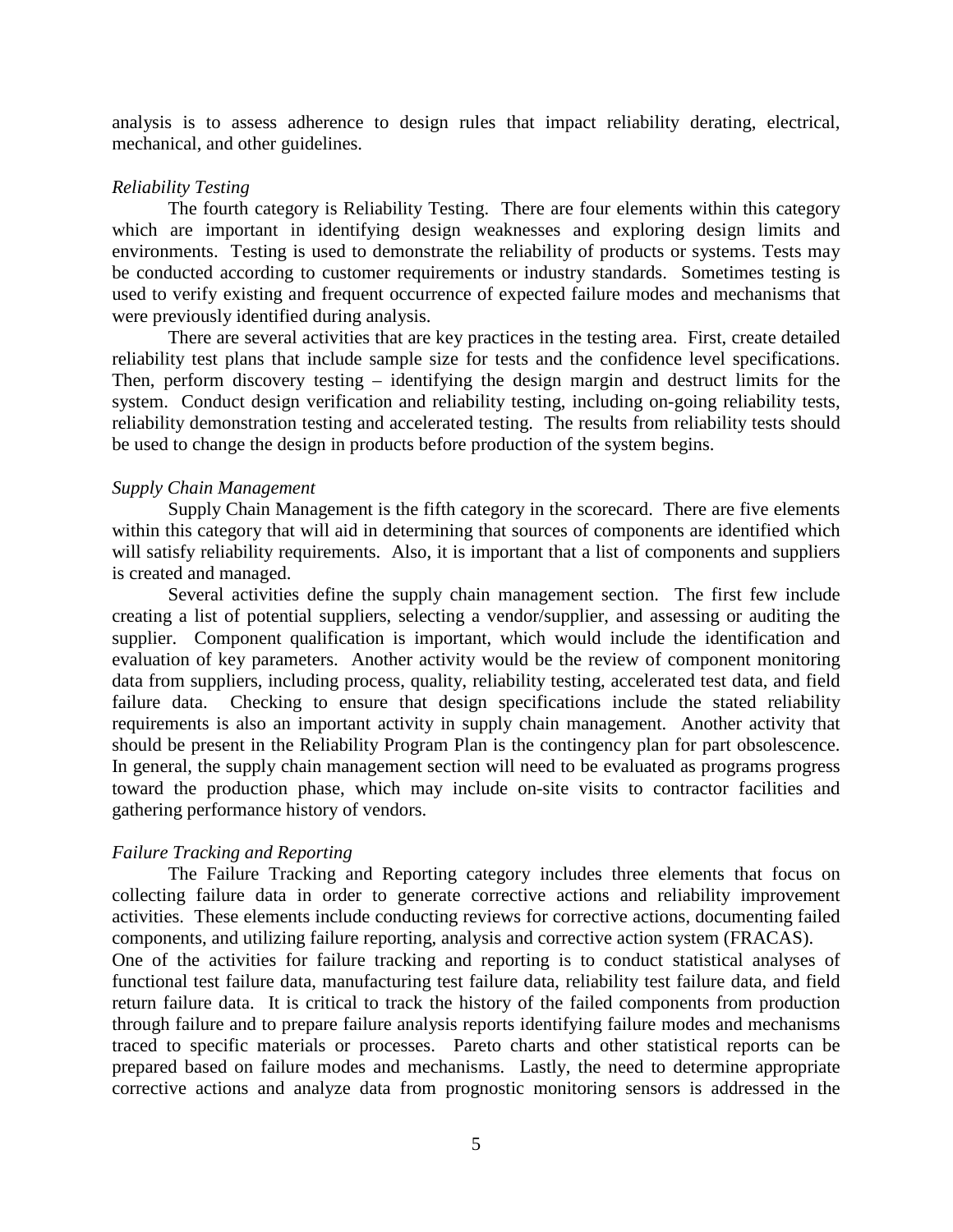analysis is to assess adherence to design rules that impact reliability derating, electrical, mechanical, and other guidelines.

*Reliability Testing*

The fourth category is Reliability Testing. There are four elements within this category which are important in identifying design weaknesses and exploring design limits and environments. Testing is used to demonstrate the reliability of products or systems. Tests may be conducted according to customer requirements or industry standards. Sometimes testing is used to verify existing and frequent occurrence of expected failure modes and mechanisms that were previously identified during analysis.

There are several activities that are key practices in the testing area. First, create detailed reliability test plans that include sample size for tests and the confidence level specifications. Then, perform discovery testing – identifying the design margin and destruct limits for the system. Conduct design verification and reliability testing, including on-going reliability tests, reliability demonstration testing and accelerated testing. The results from reliability tests should be used to change the design in products before production of the system begins.

*Supply Chain Management*

Supply Chain Management is the fifth category in the scorecard. There are five elements within this category that will aid in determining that sources of components are identified which will satisfy reliability requirements. Also, it is important that a list of components and suppliers is created and managed.

Several activities define the supply chain management section. The first few include creating a list of potential suppliers, selecting a vendor/supplier, and assessing or auditing the supplier. Component qualification is important, which would include the identification and evaluation of key parameters. Another activity would be the review of component monitoring data from suppliers, including process, quality, reliability testing, accelerated test data, and field failure data. Checking to ensure that design specifications include the stated reliability requirements is also an important activity in supply chain management. Another activity that should be present in the Reliability Program Plan is the contingency plan for part obsolescence. In general, the supply chain management section will need to be evaluated as programs progress toward the production phase, which may include on-site visits to contractor facilities and gathering performance history of vendors.

*Failure Tracking and Reporting*

The Failure Tracking and Reporting category includes three elements that focus on collecting failure data in order to generate corrective actions and reliability improvement activities. These elements include conducting reviews for corrective actions, documenting failed components, and utilizing failure reporting, analysis and corrective action system (FRACAS).

One of the activities for failure tracking and reporting is to conduct statistical analyses of functional test failure data, manufacturing test failure data, reliability test failure data, and field return failure data. It is critical to track the history of the failed components from production through failure and to prepare failure analysis reports identifying failure modes and mechanisms traced to specific materials or processes. Pareto charts and other statistical reports can be prepared based on failure modes and mechanisms. Lastly, the need to determine appropriate corrective actions and analyze data from prognostic monitoring sensors is addressed in the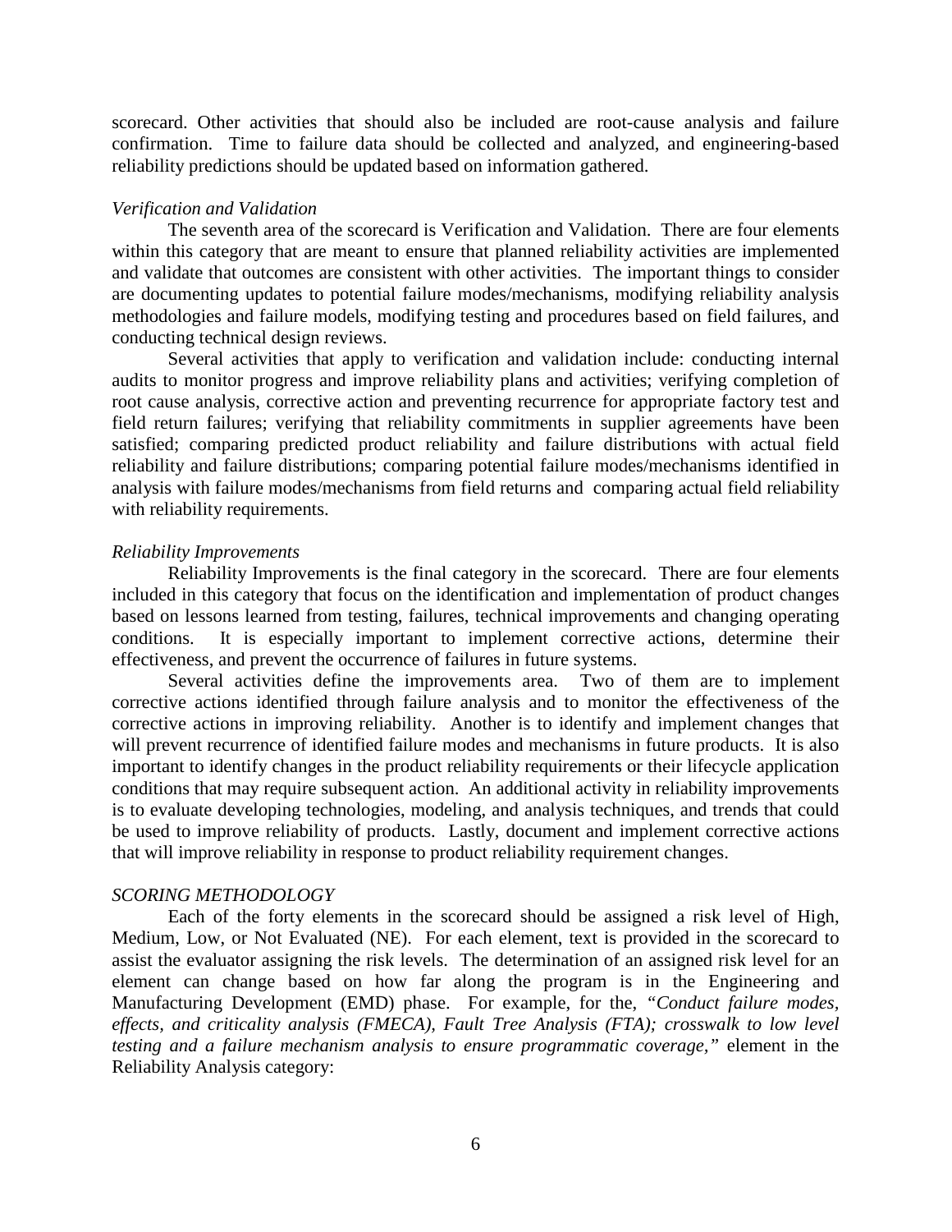scorecard. Other activities that should also be included are root-cause analysis and failure confirmation. Time to failure data should be collected and analyzed, and engineering-based reliability predictions should be updated based on information gathered.

*Verification and Validation*

The seventh area of the scorecard is Verification and Validation. There are four elements within this category that are meant to ensure that planned reliability activities are implemented and validate that outcomes are consistent with other activities. The important things to consider are documenting updates to potential failure modes/mechanisms, modifying reliability analysis methodologies and failure models, modifying testing and procedures based on field failures, and conducting technical design reviews.

Several activities that apply to verification and validation include: conducting internal audits to monitor progress and improve reliability plans and activities; verifying completion of root cause analysis, corrective action and preventing recurrence for appropriate factory test and field return failures; verifying that reliability commitments in supplier agreements have been satisfied; comparing predicted product reliability and failure distributions with actual field reliability and failure distributions; comparing potential failure modes/mechanisms identified in analysis with failure modes/mechanisms from field returns and comparing actual field reliability with reliability requirements.

*Reliability Improvements*

Reliability Improvements is the final category in the scorecard. There are four elements included in this category that focus on the identification and implementation of product changes based on lessons learned from testing, failures, technical improvements and changing operating conditions. It is especially important to implement corrective actions, determine their effectiveness, and prevent the occurrence of failures in future systems.

Several activities define the improvements area. Two of them are to implement corrective actions identified through failure analysis and to monitor the effectiveness of the corrective actions in improving reliability. Another is to identify and implement changes that will prevent recurrence of identified failure modes and mechanisms in future products. It is also important to identify changes in the product reliability requirements or their lifecycle application conditions that may require subsequent action. An additional activity in reliability improvements is to evaluate developing technologies, modeling, and analysis techniques, and trends that could be used to improve reliability of products. Lastly, document and implement corrective actions that will improve reliability in response to product reliability requirement changes.

*SCORING METHODOLOGY*

Each of the forty elements in the scorecard should be assigned a risk level of High, Medium, Low, or Not Evaluated (NE). For each element, text is provided in the scorecard to assist the evaluator assigning the risk levels. The determination of an assigned risk level for an element can change based on how far along the program is in the Engineering and Manufacturing Development (EMD) phase. For example, for the, "*Conduct failure modes, effects, and criticality analysis (FMECA), Fault Tree Analysis (FTA); crosswalk to low level testing and a failure mechanism analysis to ensure programmatic coverage,*" element in the Reliability Analysis category: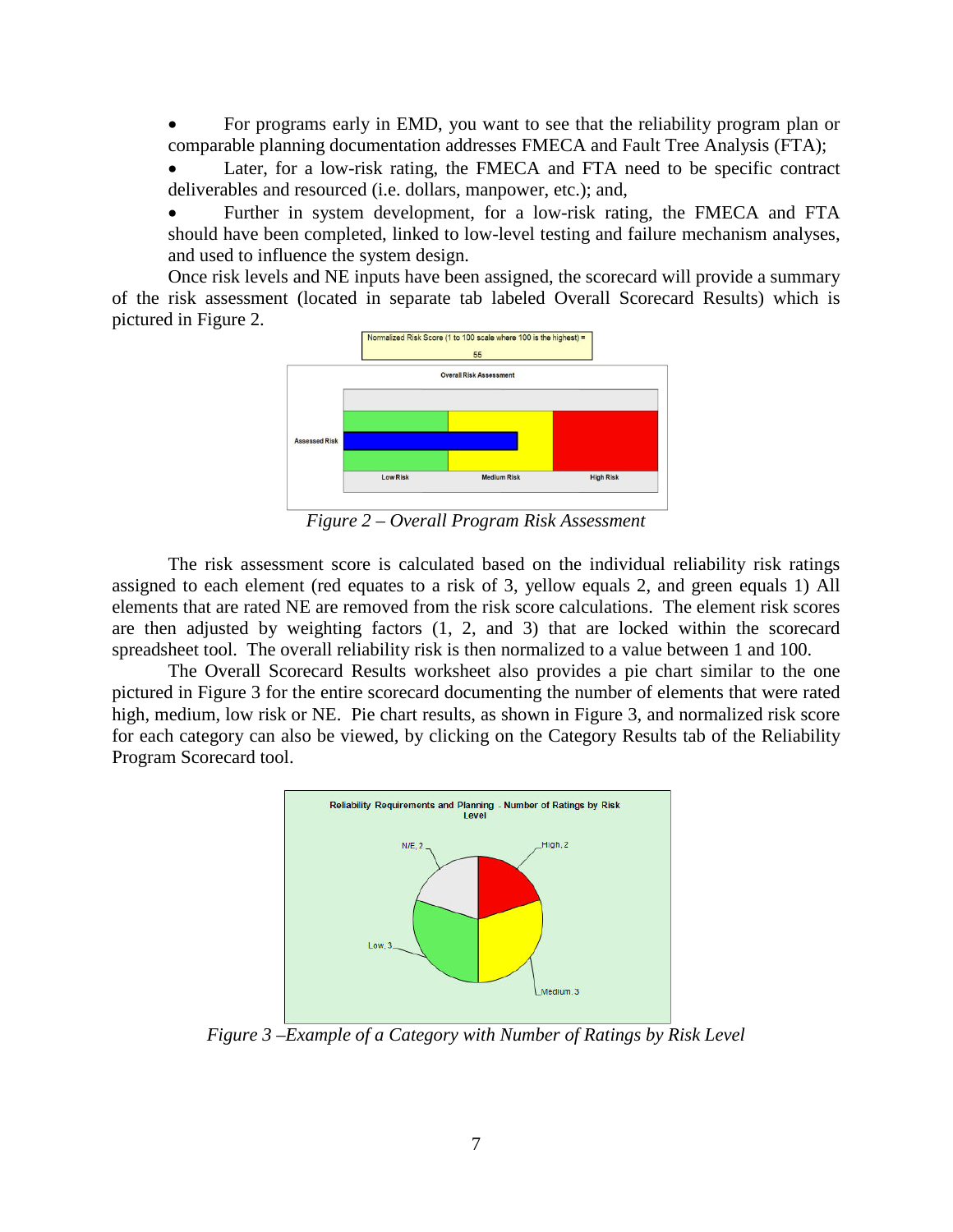- For programs early in EMD, you want to see that the reliability program plan or comparable planning documentation addresses FMECA and Fault Tree Analysis (FTA);
- Later, for a low-risk rating, the FMECA and FTA need to be specific contract deliverables and resourced (i.e. dollars, manpower, etc.); and,
- Further in system development, for a low-risk rating, the FMECA and FTA should have been completed, linked to low-level testing and failure mechanism analyses, and used to influence the system design.

Once risk levels and NE inputs have been assigned, the scorecard will provide a summary of the risk assessment (located in separate tab labeled Overall Scorecard Results) which is pictured in Figure 2.

*Figure 2 – Overall Program Risk Assessment*

The risk assessment score is calculated based on the individual reliability risk ratings assigned to each element (red equates to a risk of 3, yellow equals 2, and green equals 1) All elements that are rated NE are removed from the risk score calculations. The element risk scores are then adjusted by weighting factors (1, 2, and 3) that are locked within the scorecard spreadsheet tool. The overall reliability risk is then normalized to a value between 1 and 100.

The Overall Scorecard Results worksheet also provides a pie chart similar to the one pictured in Figure 3 for the entire scorecard documenting the number of elements that were rated high, medium, low risk or NE. Pie chart results, as shown in Figure 3, and normalized risk score for each category can also be viewed, by clicking on the Category Results tab of the Reliability Program Scorecard tool.

*Figure 3 –Example of a Category with Number of Ratings by Risk Level*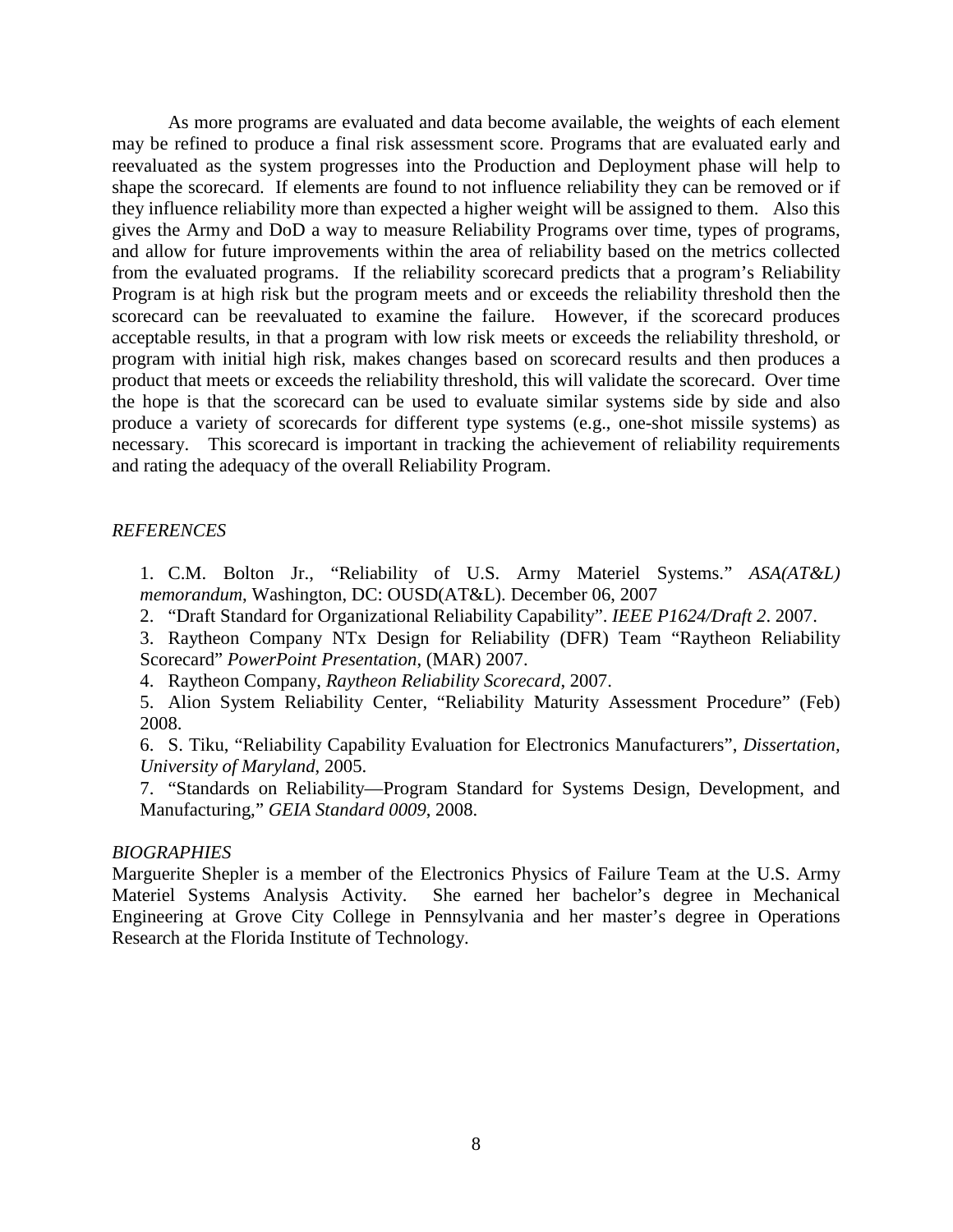As more programs are evaluated and data become available, the weights of each element may be refined to produce a final risk assessment score. Programs that are evaluated early and reevaluated as the system progresses into the Production and Deployment phase will help to shape the scorecard. If elements are found to not influence reliability they can be removed or if they influence reliability more than expected a higher weight will be assigned to them. Also this gives the Army and DoD a way to measure Reliability Programs over time, types of programs, and allow for future improvements within the area of reliability based on the metrics collected from the evaluated programs. If the reliability scorecard predicts that a program's Reliability Program is at high risk but the program meets and or exceeds the reliability threshold then the scorecard can be reevaluated to examine the failure. However, if the scorecard produces acceptable results, in that a program with low risk meets or exceeds the reliability threshold, or program with initial high risk, makes changes based on scorecard results and then produces a product that meets or exceeds the reliability threshold, this will validate the scorecard. Over time the hope is that the scorecard can be used to evaluate similar systems side by side and also produce a variety of scorecards for different type systems (e.g., one-shot missile systems) as necessary. This scorecard is important in tracking the achievement of reliability requirements and rating the adequacy of the overall Reliability Program.

*REFERENCES*

1. C.M. Bolton Jr., "Reliability of U.S. Army Materiel Systems." *ASA(AT&L) memorandum*, Washington, DC: OUSD(AT&L). December 06, 2007
2. "Draft Standard for Organizational Reliability Capability". *IEEE P1624/Draft 2*. 2007.
3. Raytheon Company NTx Design for Reliability (DFR) Team "Raytheon Reliability Scorecard" *PowerPoint Presentation*, (MAR) 2007.
4. Raytheon Company, *Raytheon Reliability Scorecard*, 2007.
5. Alion System Reliability Center, "Reliability Maturity Assessment Procedure" (Feb) 2008.
6. S. Tiku, "Reliability Capability Evaluation for Electronics Manufacturers", *Dissertation, University of Maryland*, 2005.
7. "Standards on Reliability—Program Standard for Systems Design, Development, and Manufacturing," *GEIA Standard 0009*, 2008.

*BIOGRAPHIES*

Marguerite Shepler is a member of the Electronics Physics of Failure Team at the U.S. Army Materiel Systems Analysis Activity. She earned her bachelor's degree in Mechanical Engineering at Grove City College in Pennsylvania and her master's degree in Operations Research at the Florida Institute of Technology.